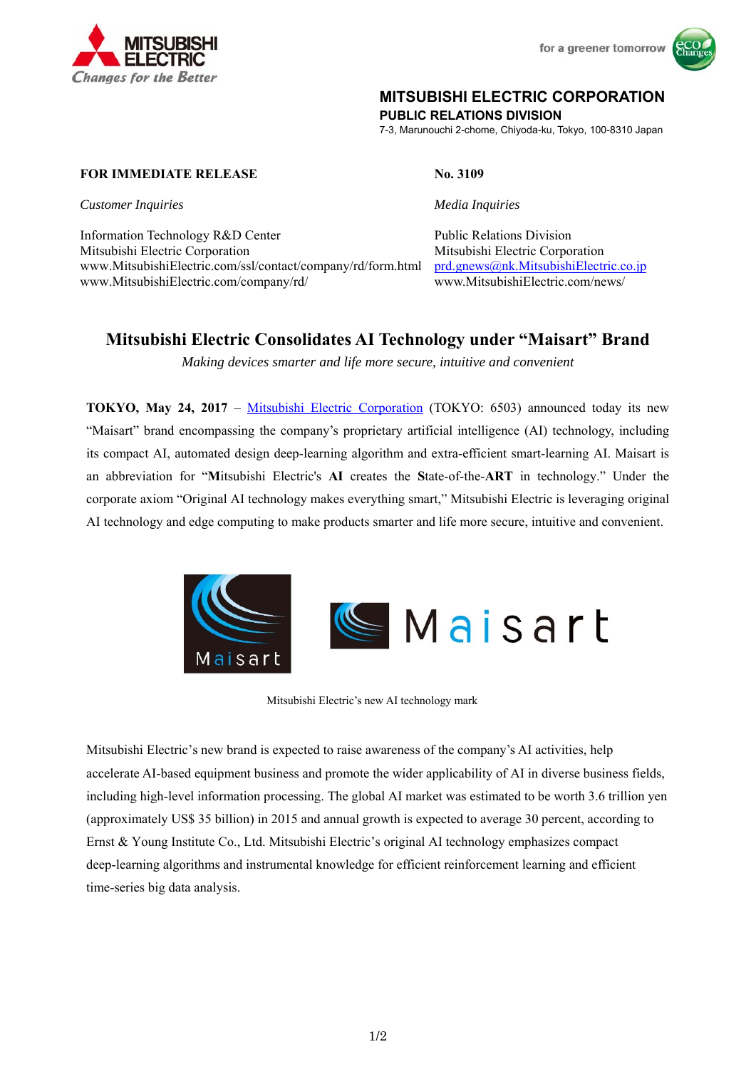MITSUBISHI ELECTRIC CORPORATION
PUBLIC RELATIONS DIVISION
7-3, Marunouchi 2-chome, Chiyoda-ku, Tokyo, 100-8310 Japan

**FOR IMMEDIATE RELEASE** | **No. 3109**

*Customer Inquiries*

Information Technology R&D Center
Mitsubishi Electric Corporation
www.MitsubishiElectric.com/ssl/contact/company/rd/form.html
www.MitsubishiElectric.com/company/rd/

*Media Inquiries*

Public Relations Division
Mitsubishi Electric Corporation
prd.gnews@nk.MitsubishiElectric.co.jp
www.MitsubishiElectric.com/news/

# Mitsubishi Electric Consolidates AI Technology under "Maisart" Brand

*Making devices smarter and life more secure, intuitive and convenient*

**TOKYO, May 24, 2017** – Mitsubishi Electric Corporation (TOKYO: 6503) announced today its new "Maisart" brand encompassing the company's proprietary artificial intelligence (AI) technology, including its compact AI, automated design deep-learning algorithm and extra-efficient smart-learning AI. Maisart is an abbreviation for "**M**itsubishi Electric's **AI** creates the **S**tate-of-the-**ART** in technology." Under the corporate axiom "Original AI technology makes everything smart," Mitsubishi Electric is leveraging original AI technology and edge computing to make products smarter and life more secure, intuitive and convenient.

Mitsubishi Electric's new AI technology mark

Mitsubishi Electric's new brand is expected to raise awareness of the company's AI activities, help accelerate AI-based equipment business and promote the wider applicability of AI in diverse business fields, including high-level information processing. The global AI market was estimated to be worth 3.6 trillion yen (approximately US$ 35 billion) in 2015 and annual growth is expected to average 30 percent, according to Ernst & Young Institute Co., Ltd. Mitsubishi Electric's original AI technology emphasizes compact deep-learning algorithms and instrumental knowledge for efficient reinforcement learning and efficient time-series big data analysis.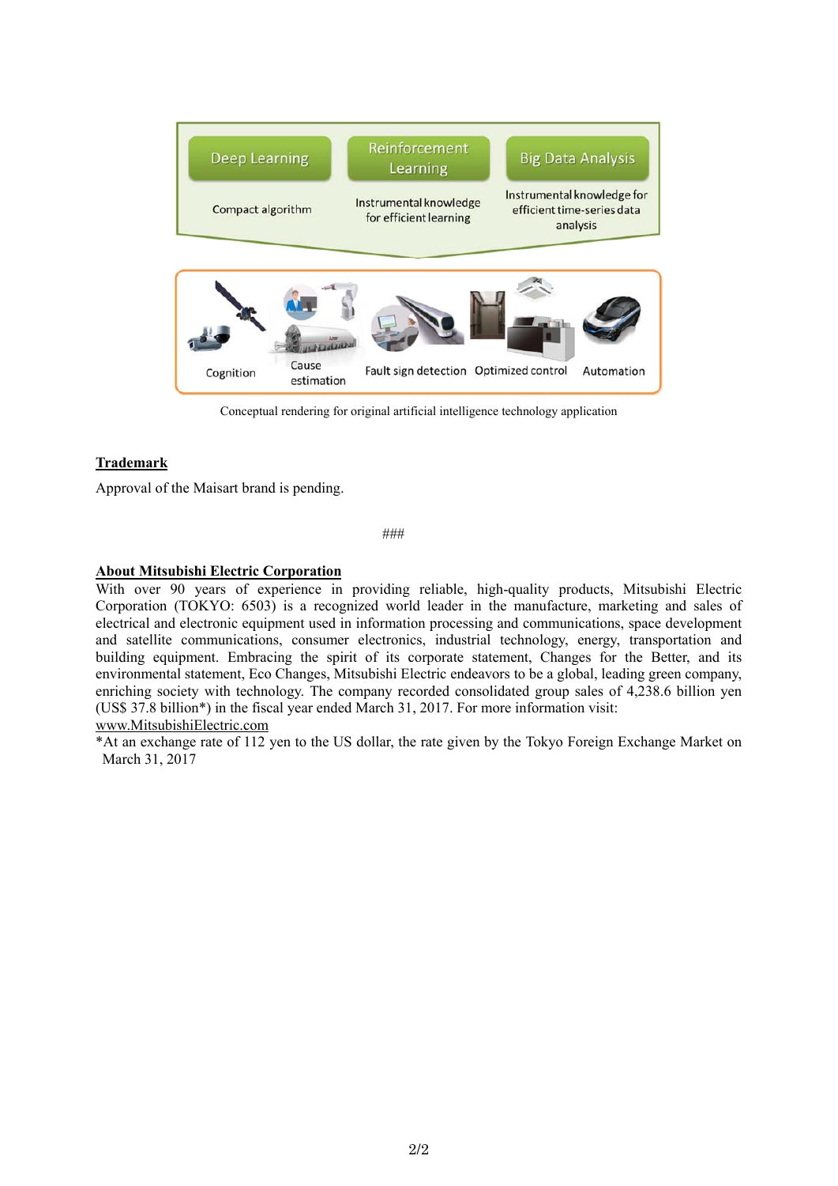Deep Learning
Compact algorithm

Reinforcement Learning
Instrumental knowledge for efficient learning

Big Data Analysis
Instrumental knowledge for efficient time-series data analysis

Cognition
Cause estimation
Fault sign detection
Optimized control
Automation

Conceptual rendering for original artificial intelligence technology application

**Trademark**

Approval of the Maisart brand is pending.

###

**About Mitsubishi Electric Corporation**

With over 90 years of experience in providing reliable, high-quality products, Mitsubishi Electric Corporation (TOKYO: 6503) is a recognized world leader in the manufacture, marketing and sales of electrical and electronic equipment used in information processing and communications, space development and satellite communications, consumer electronics, industrial technology, energy, transportation and building equipment. Embracing the spirit of its corporate statement, Changes for the Better, and its environmental statement, Eco Changes, Mitsubishi Electric endeavors to be a global, leading green company, enriching society with technology. The company recorded consolidated group sales of 4,238.6 billion yen (US$ 37.8 billion*) in the fiscal year ended March 31, 2017. For more information visit:
www.MitsubishiElectric.com

*At an exchange rate of 112 yen to the US dollar, the rate given by the Tokyo Foreign Exchange Market on March 31, 2017